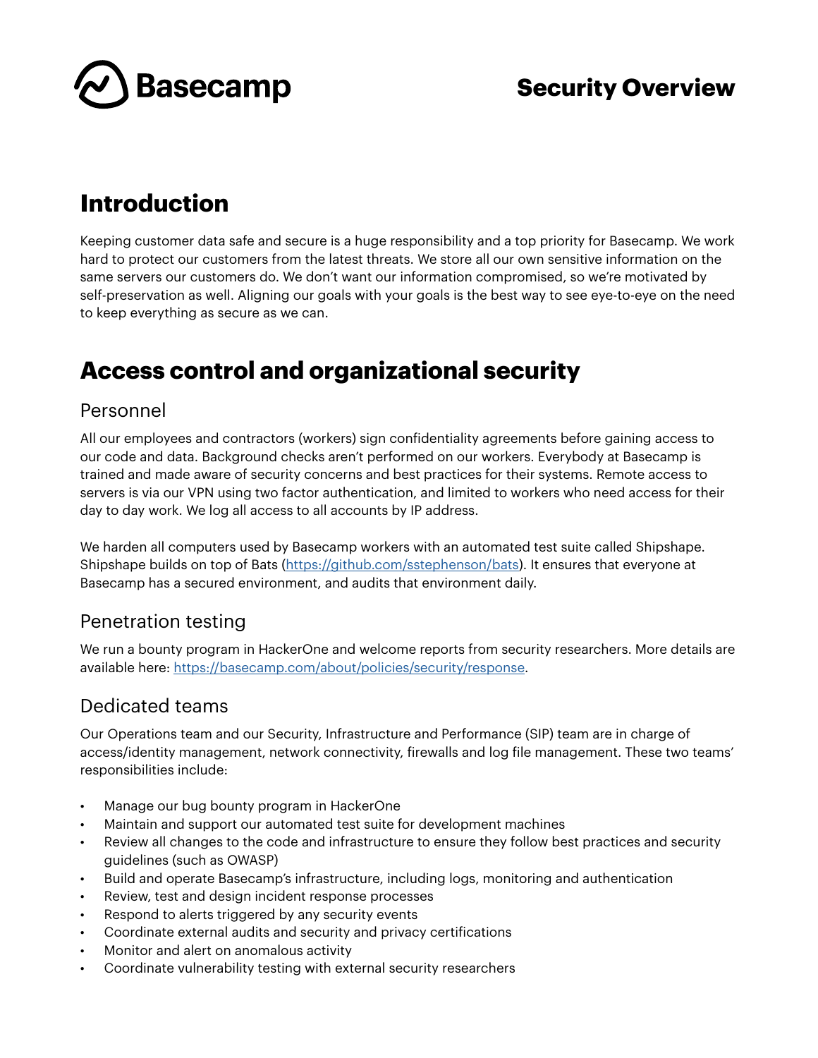# Basecamp Security Overview

## Introduction

Keeping customer data safe and secure is a huge responsibility and a top priority for Basecamp. We work hard to protect our customers from the latest threats. We store all our own sensitive information on the same servers our customers do. We don't want our information compromised, so we're motivated by self-preservation as well. Aligning our goals with your goals is the best way to see eye-to-eye on the need to keep everything as secure as we can.

## Access control and organizational security

### Personnel

All our employees and contractors (workers) sign confidentiality agreements before gaining access to our code and data. Background checks aren't performed on our workers. Everybody at Basecamp is trained and made aware of security concerns and best practices for their systems. Remote access to servers is via our VPN using two factor authentication, and limited to workers who need access for their day to day work. We log all access to all accounts by IP address.

We harden all computers used by Basecamp workers with an automated test suite called Shipshape. Shipshape builds on top of Bats (https://github.com/sstephenson/bats). It ensures that everyone at Basecamp has a secured environment, and audits that environment daily.

### Penetration testing

We run a bounty program in HackerOne and welcome reports from security researchers. More details are available here: https://basecamp.com/about/policies/security/response.

### Dedicated teams

Our Operations team and our Security, Infrastructure and Performance (SIP) team are in charge of access/identity management, network connectivity, firewalls and log file management. These two teams' responsibilities include:

- Manage our bug bounty program in HackerOne
- Maintain and support our automated test suite for development machines
- Review all changes to the code and infrastructure to ensure they follow best practices and security guidelines (such as OWASP)
- Build and operate Basecamp's infrastructure, including logs, monitoring and authentication
- Review, test and design incident response processes
- Respond to alerts triggered by any security events
- Coordinate external audits and security and privacy certifications
- Monitor and alert on anomalous activity
- Coordinate vulnerability testing with external security researchers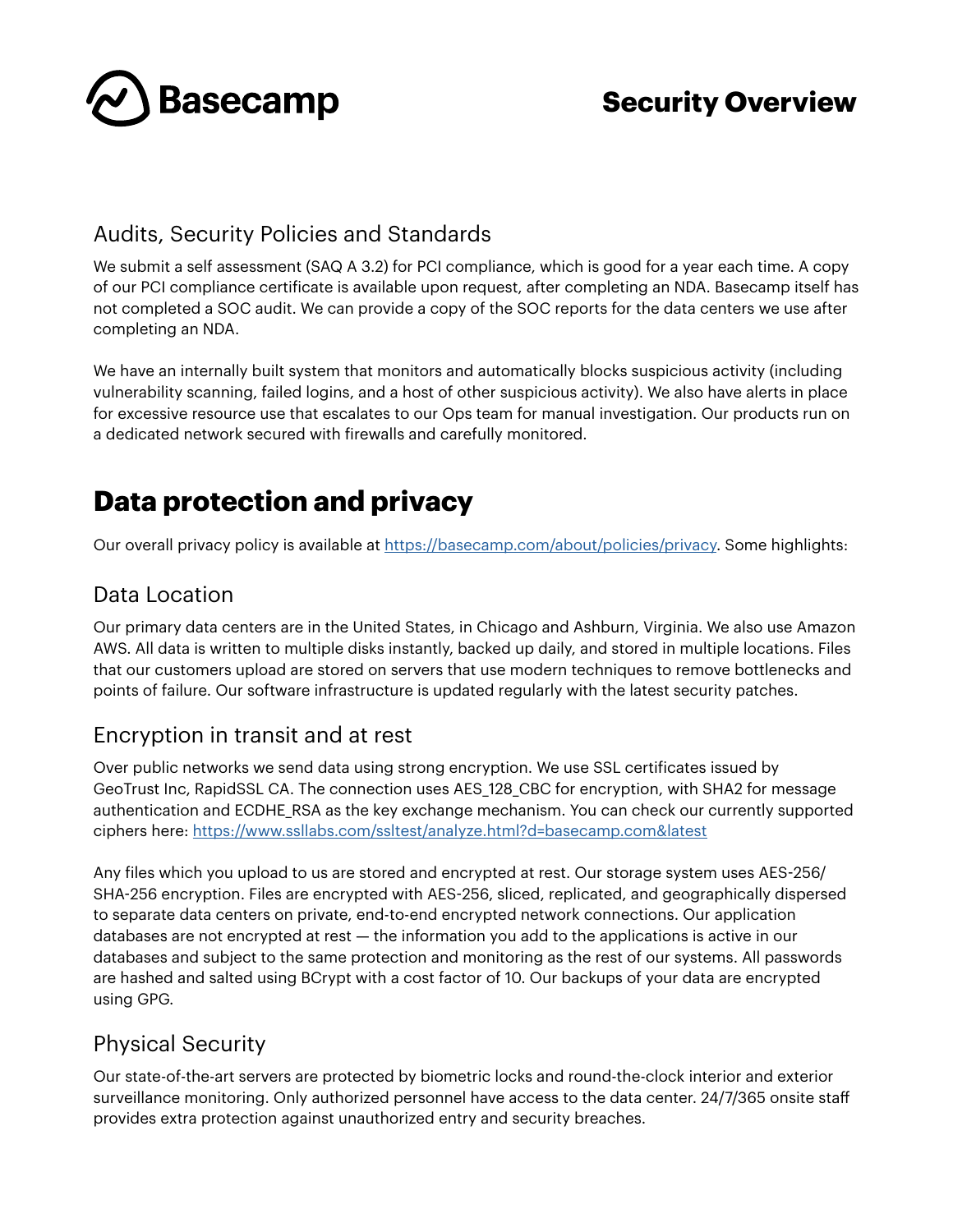## Audits, Security Policies and Standards

We submit a self assessment (SAQ A 3.2) for PCI compliance, which is good for a year each time. A copy of our PCI compliance certificate is available upon request, after completing an NDA. Basecamp itself has not completed a SOC audit. We can provide a copy of the SOC reports for the data centers we use after completing an NDA.

We have an internally built system that monitors and automatically blocks suspicious activity (including vulnerability scanning, failed logins, and a host of other suspicious activity). We also have alerts in place for excessive resource use that escalates to our Ops team for manual investigation. Our products run on a dedicated network secured with firewalls and carefully monitored.

# Data protection and privacy

Our overall privacy policy is available at [https://basecamp.com/about/policies/privacy](https://basecamp.com/about/policies/privacy). Some highlights:

## Data Location

Our primary data centers are in the United States, in Chicago and Ashburn, Virginia. We also use Amazon AWS. All data is written to multiple disks instantly, backed up daily, and stored in multiple locations. Files that our customers upload are stored on servers that use modern techniques to remove bottlenecks and points of failure. Our software infrastructure is updated regularly with the latest security patches.

## Encryption in transit and at rest

Over public networks we send data using strong encryption. We use SSL certificates issued by GeoTrust Inc, RapidSSL CA. The connection uses AES_128_CBC for encryption, with SHA2 for message authentication and ECDHE_RSA as the key exchange mechanism. You can check our currently supported ciphers here: [https://www.ssllabs.com/ssltest/analyze.html?d=basecamp.com&latest](https://www.ssllabs.com/ssltest/analyze.html?d=basecamp.com&latest)

Any files which you upload to us are stored and encrypted at rest. Our storage system uses AES-256/SHA-256 encryption. Files are encrypted with AES-256, sliced, replicated, and geographically dispersed to separate data centers on private, end-to-end encrypted network connections. Our application databases are not encrypted at rest — the information you add to the applications is active in our databases and subject to the same protection and monitoring as the rest of our systems. All passwords are hashed and salted using BCrypt with a cost factor of 10. Our backups of your data are encrypted using GPG.

## Physical Security

Our state-of-the-art servers are protected by biometric locks and round-the-clock interior and exterior surveillance monitoring. Only authorized personnel have access to the data center. 24/7/365 onsite staff provides extra protection against unauthorized entry and security breaches.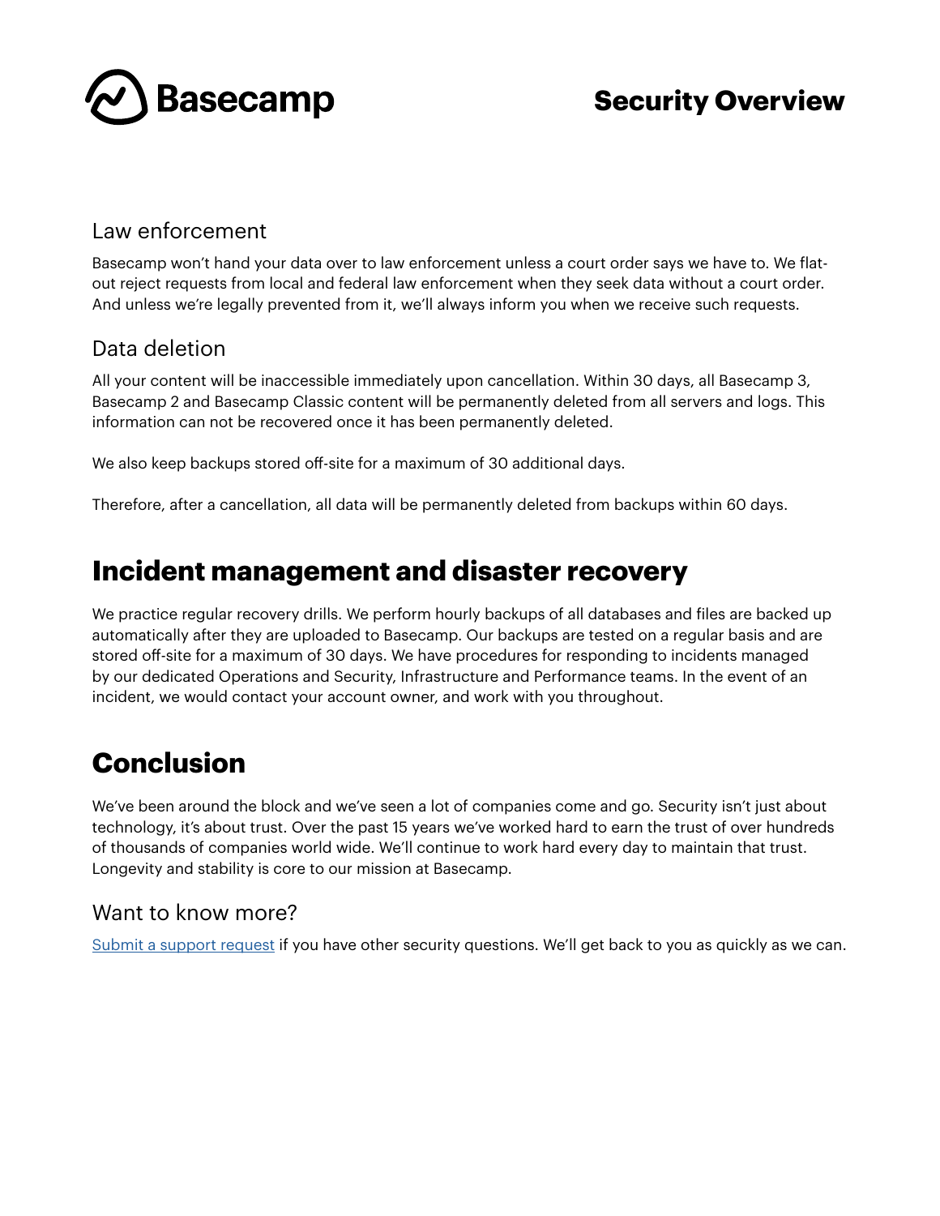### Law enforcement

Basecamp won't hand your data over to law enforcement unless a court order says we have to. We flat-out reject requests from local and federal law enforcement when they seek data without a court order. And unless we're legally prevented from it, we'll always inform you when we receive such requests.

### Data deletion

All your content will be inaccessible immediately upon cancellation. Within 30 days, all Basecamp 3, Basecamp 2 and Basecamp Classic content will be permanently deleted from all servers and logs. This information can not be recovered once it has been permanently deleted.

We also keep backups stored off-site for a maximum of 30 additional days.

Therefore, after a cancellation, all data will be permanently deleted from backups within 60 days.

## Incident management and disaster recovery

We practice regular recovery drills. We perform hourly backups of all databases and files are backed up automatically after they are uploaded to Basecamp. Our backups are tested on a regular basis and are stored off-site for a maximum of 30 days. We have procedures for responding to incidents managed by our dedicated Operations and Security, Infrastructure and Performance teams. In the event of an incident, we would contact your account owner, and work with you throughout.

## Conclusion

We've been around the block and we've seen a lot of companies come and go. Security isn't just about technology, it's about trust. Over the past 15 years we've worked hard to earn the trust of over hundreds of thousands of companies world wide. We'll continue to work hard every day to maintain that trust. Longevity and stability is core to our mission at Basecamp.

### Want to know more?

Submit a support request if you have other security questions. We'll get back to you as quickly as we can.